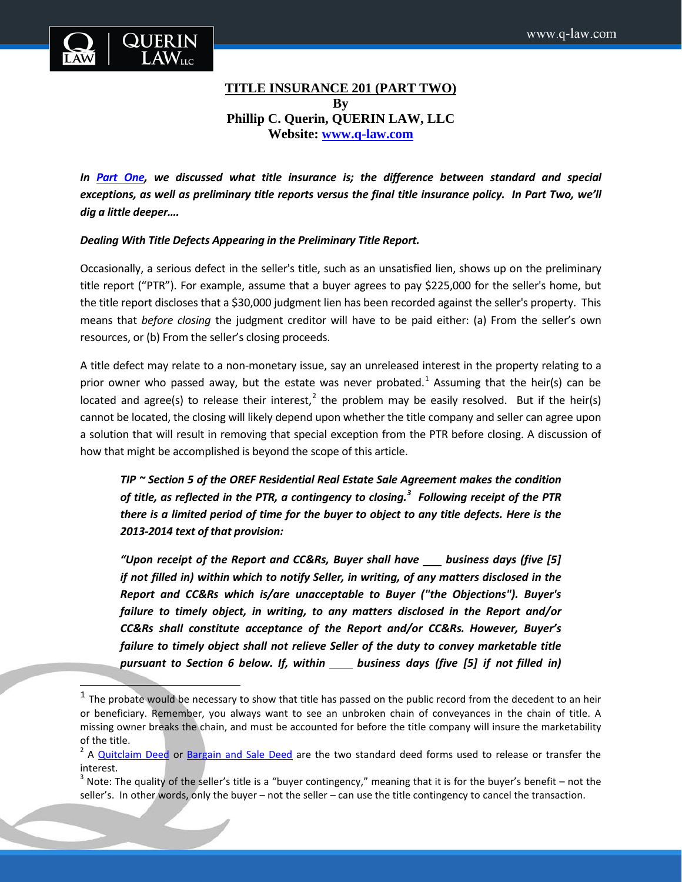# TITLE INSURANCE 201 (PART TWO)

**By**

**Phillip C. Querin, QUERIN LAW, LLC**

**Website: [www.q-law.com](www.q-law.com)**

***In [Part One](), we discussed what title insurance is; the difference between standard and special exceptions, as well as preliminary title reports versus the final title insurance policy. In Part Two, we'll dig a little deeper….***

***Dealing With Title Defects Appearing in the Preliminary Title Report.***

Occasionally, a serious defect in the seller's title, such as an unsatisfied lien, shows up on the preliminary title report ("PTR"). For example, assume that a buyer agrees to pay $225,000 for the seller's home, but the title report discloses that a $30,000 judgment lien has been recorded against the seller's property. This means that *before closing* the judgment creditor will have to be paid either: (a) From the seller's own resources, or (b) From the seller's closing proceeds.

A title defect may relate to a non-monetary issue, say an unreleased interest in the property relating to a prior owner who passed away, but the estate was never probated.[1] Assuming that the heir(s) can be located and agree(s) to release their interest,[2] the problem may be easily resolved. But if the heir(s) cannot be located, the closing will likely depend upon whether the title company and seller can agree upon a solution that will result in removing that special exception from the PTR before closing. A discussion of how that might be accomplished is beyond the scope of this article.

> ***TIP ~ Section 5 of the OREF Residential Real Estate Sale Agreement makes the condition of title, as reflected in the PTR, a contingency to closing.[3] Following receipt of the PTR there is a limited period of time for the buyer to object to any title defects. Here is the 2013-2014 text of that provision:***
>
> ***"Upon receipt of the Report and CC&Rs, Buyer shall have \_\_\_ business days (five [5] if not filled in) within which to notify Seller, in writing, of any matters disclosed in the Report and CC&Rs which is/are unacceptable to Buyer ("the Objections"). Buyer's failure to timely object, in writing, to any matters disclosed in the Report and/or CC&Rs shall constitute acceptance of the Report and/or CC&Rs. However, Buyer's failure to timely object shall not relieve Seller of the duty to convey marketable title pursuant to Section 6 below. If, within \_\_\_\_ business days (five [5] if not filled in)***

---

[1] The probate would be necessary to show that title has passed on the public record from the decedent to an heir or beneficiary. Remember, you always want to see an unbroken chain of conveyances in the chain of title. A missing owner breaks the chain, and must be accounted for before the title company will insure the marketability of the title.

[2] A [Quitclaim Deed]() or [Bargain and Sale Deed]() are the two standard deed forms used to release or transfer the interest.

[3] Note: The quality of the seller's title is a "buyer contingency," meaning that it is for the buyer's benefit – not the seller's. In other words, only the buyer – not the seller – can use the title contingency to cancel the transaction.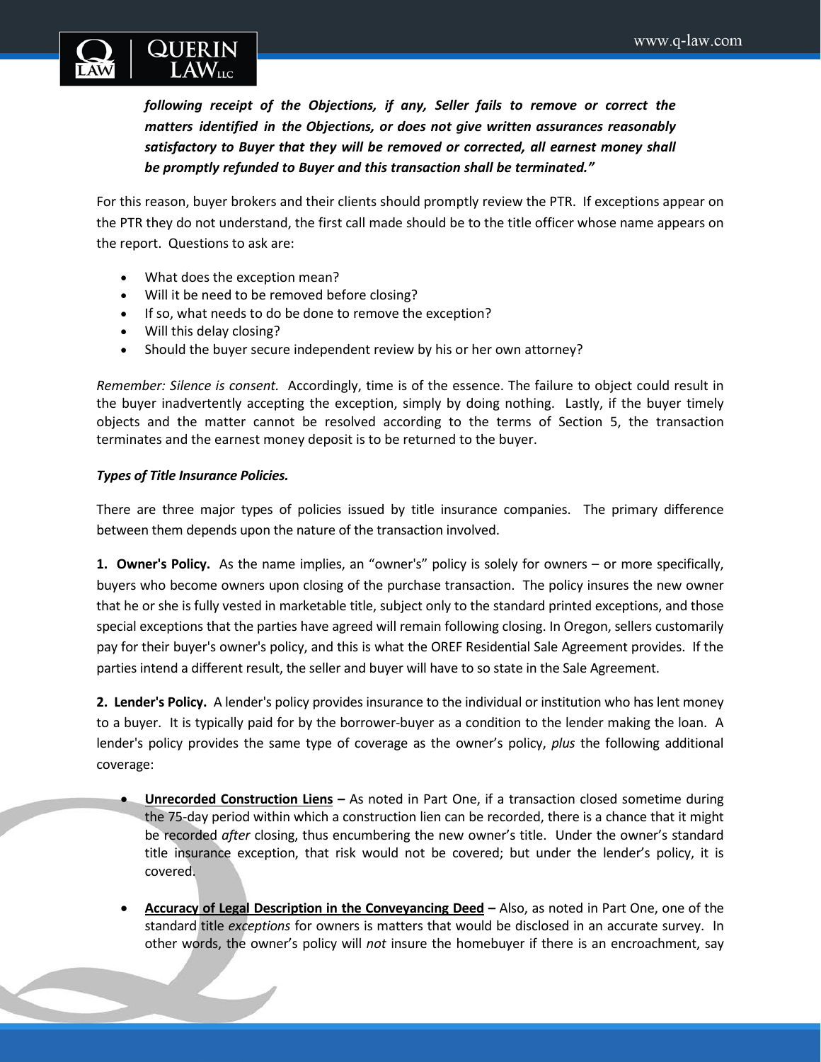***following receipt of the Objections, if any, Seller fails to remove or correct the matters identified in the Objections, or does not give written assurances reasonably satisfactory to Buyer that they will be removed or corrected, all earnest money shall be promptly refunded to Buyer and this transaction shall be terminated."***

For this reason, buyer brokers and their clients should promptly review the PTR. If exceptions appear on the PTR they do not understand, the first call made should be to the title officer whose name appears on the report. Questions to ask are:

- What does the exception mean?
- Will it be need to be removed before closing?
- If so, what needs to do be done to remove the exception?
- Will this delay closing?
- Should the buyer secure independent review by his or her own attorney?

*Remember: Silence is consent.* Accordingly, time is of the essence. The failure to object could result in the buyer inadvertently accepting the exception, simply by doing nothing. Lastly, if the buyer timely objects and the matter cannot be resolved according to the terms of Section 5, the transaction terminates and the earnest money deposit is to be returned to the buyer.

***Types of Title Insurance Policies.***

There are three major types of policies issued by title insurance companies. The primary difference between them depends upon the nature of the transaction involved.

**1. Owner's Policy.** As the name implies, an "owner's" policy is solely for owners – or more specifically, buyers who become owners upon closing of the purchase transaction. The policy insures the new owner that he or she is fully vested in marketable title, subject only to the standard printed exceptions, and those special exceptions that the parties have agreed will remain following closing. In Oregon, sellers customarily pay for their buyer's owner's policy, and this is what the OREF Residential Sale Agreement provides. If the parties intend a different result, the seller and buyer will have to so state in the Sale Agreement.

**2. Lender's Policy.** A lender's policy provides insurance to the individual or institution who has lent money to a buyer. It is typically paid for by the borrower-buyer as a condition to the lender making the loan. A lender's policy provides the same type of coverage as the owner's policy, *plus* the following additional coverage:

- **Unrecorded Construction Liens –** As noted in Part One, if a transaction closed sometime during the 75-day period within which a construction lien can be recorded, there is a chance that it might be recorded *after* closing, thus encumbering the new owner's title. Under the owner's standard title insurance exception, that risk would not be covered; but under the lender's policy, it is covered.

- **Accuracy of Legal Description in the Conveyancing Deed –** Also, as noted in Part One, one of the standard title *exceptions* for owners is matters that would be disclosed in an accurate survey. In other words, the owner's policy will *not* insure the homebuyer if there is an encroachment, say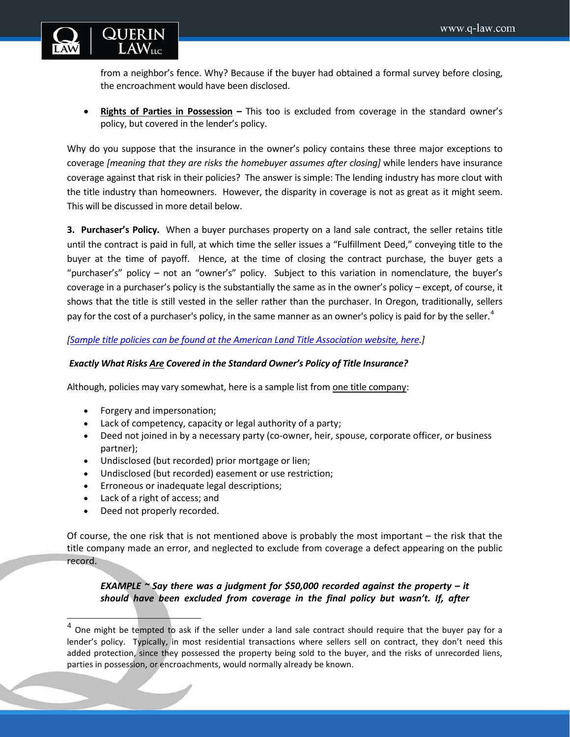from a neighbor's fence. Why? Because if the buyer had obtained a formal survey before closing, the encroachment would have been disclosed.

- **Rights of Parties in Possession** – This too is excluded from coverage in the standard owner's policy, but covered in the lender's policy.

Why do you suppose that the insurance in the owner's policy contains these three major exceptions to coverage *[meaning that they are risks the homebuyer assumes after closing]* while lenders have insurance coverage against that risk in their policies? The answer is simple: The lending industry has more clout with the title industry than homeowners. However, the disparity in coverage is not as great as it might seem. This will be discussed in more detail below.

**3. Purchaser's Policy.** When a buyer purchases property on a land sale contract, the seller retains title until the contract is paid in full, at which time the seller issues a "Fulfillment Deed," conveying title to the buyer at the time of payoff. Hence, at the time of closing the contract purchase, the buyer gets a "purchaser's" policy – not an "owner's" policy. Subject to this variation in nomenclature, the buyer's coverage in a purchaser's policy is the substantially the same as in the owner's policy – except, of course, it shows that the title is still vested in the seller rather than the purchaser. In Oregon, traditionally, sellers pay for the cost of a purchaser's policy, in the same manner as an owner's policy is paid for by the seller.[4]

*[Sample title policies can be found at the American Land Title Association website, here.]*

***Exactly What Risks Are Covered in the Standard Owner's Policy of Title Insurance?***

Although, policies may vary somewhat, here is a sample list from one title company:

- Forgery and impersonation;
- Lack of competency, capacity or legal authority of a party;
- Deed not joined in by a necessary party (co-owner, heir, spouse, corporate officer, or business partner);
- Undisclosed (but recorded) prior mortgage or lien;
- Undisclosed (but recorded) easement or use restriction;
- Erroneous or inadequate legal descriptions;
- Lack of a right of access; and
- Deed not properly recorded.

Of course, the one risk that is not mentioned above is probably the most important – the risk that the title company made an error, and neglected to exclude from coverage a defect appearing on the public record.

> ***EXAMPLE ~ Say there was a judgment for $50,000 recorded against the property – it should have been excluded from coverage in the final policy but wasn't. If, after***

---

[4] One might be tempted to ask if the seller under a land sale contract should require that the buyer pay for a lender's policy. Typically, in most residential transactions where sellers sell on contract, they don't need this added protection, since they possessed the property being sold to the buyer, and the risks of unrecorded liens, parties in possession, or encroachments, would normally already be known.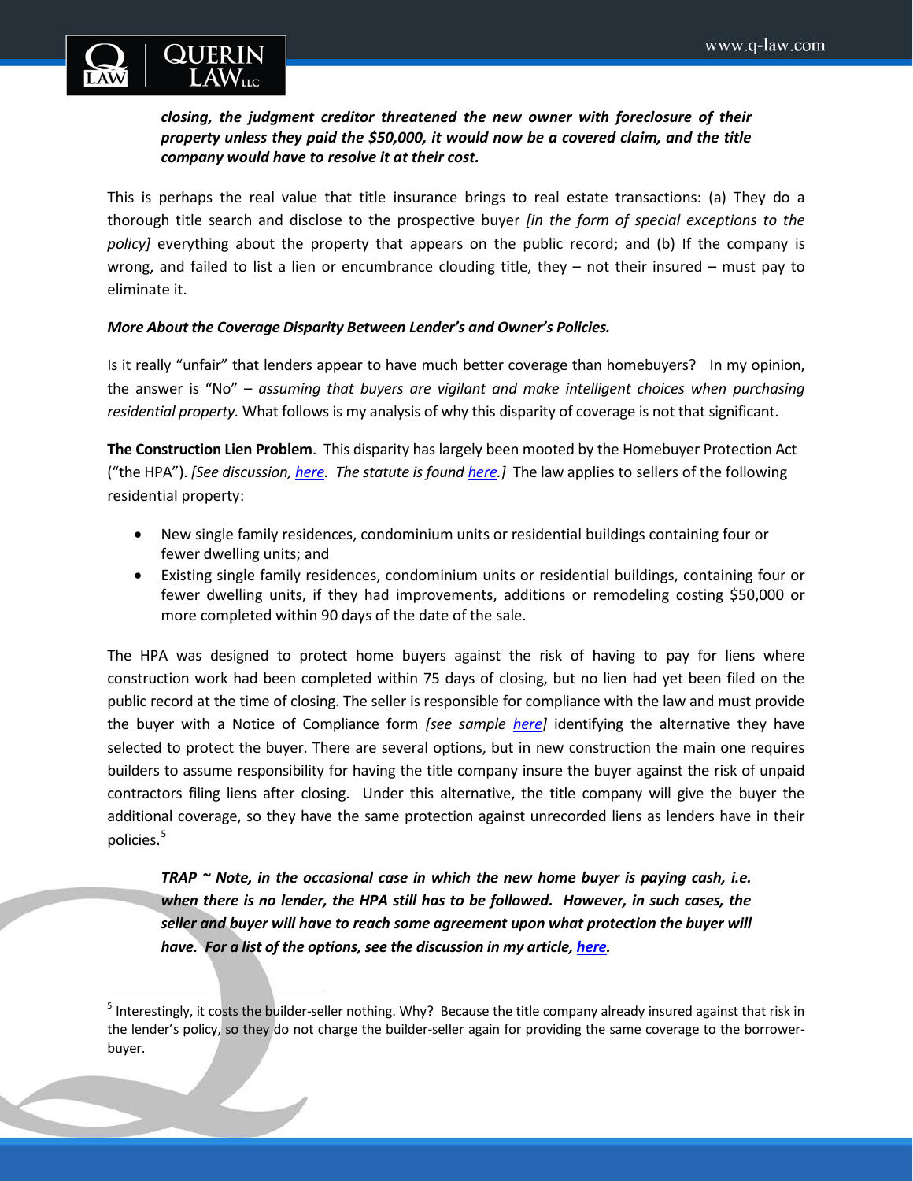***closing, the judgment creditor threatened the new owner with foreclosure of their property unless they paid the $50,000, it would now be a covered claim, and the title company would have to resolve it at their cost.***

This is perhaps the real value that title insurance brings to real estate transactions: (a) They do a thorough title search and disclose to the prospective buyer *[in the form of special exceptions to the policy]* everything about the property that appears on the public record; and (b) If the company is wrong, and failed to list a lien or encumbrance clouding title, they – not their insured – must pay to eliminate it.

***More About the Coverage Disparity Between Lender's and Owner's Policies.***

Is it really "unfair" that lenders appear to have much better coverage than homebuyers? In my opinion, the answer is "No" – *assuming that buyers are vigilant and make intelligent choices when purchasing residential property.* What follows is my analysis of why this disparity of coverage is not that significant.

**The Construction Lien Problem**. This disparity has largely been mooted by the Homebuyer Protection Act ("the HPA"). *[See discussion, here. The statute is found here.]* The law applies to sellers of the following residential property:

- New single family residences, condominium units or residential buildings containing four or fewer dwelling units; and
- Existing single family residences, condominium units or residential buildings, containing four or fewer dwelling units, if they had improvements, additions or remodeling costing $50,000 or more completed within 90 days of the date of the sale.

The HPA was designed to protect home buyers against the risk of having to pay for liens where construction work had been completed within 75 days of closing, but no lien had yet been filed on the public record at the time of closing. The seller is responsible for compliance with the law and must provide the buyer with a Notice of Compliance form *[see sample here]* identifying the alternative they have selected to protect the buyer. There are several options, but in new construction the main one requires builders to assume responsibility for having the title company insure the buyer against the risk of unpaid contractors filing liens after closing. Under this alternative, the title company will give the buyer the additional coverage, so they have the same protection against unrecorded liens as lenders have in their policies.[5]

***TRAP ~ Note, in the occasional case in which the new home buyer is paying cash, i.e. when there is no lender, the HPA still has to be followed. However, in such cases, the seller and buyer will have to reach some agreement upon what protection the buyer will have. For a list of the options, see the discussion in my article, here.***

---

[5] Interestingly, it costs the builder-seller nothing. Why? Because the title company already insured against that risk in the lender's policy, so they do not charge the builder-seller again for providing the same coverage to the borrower-buyer.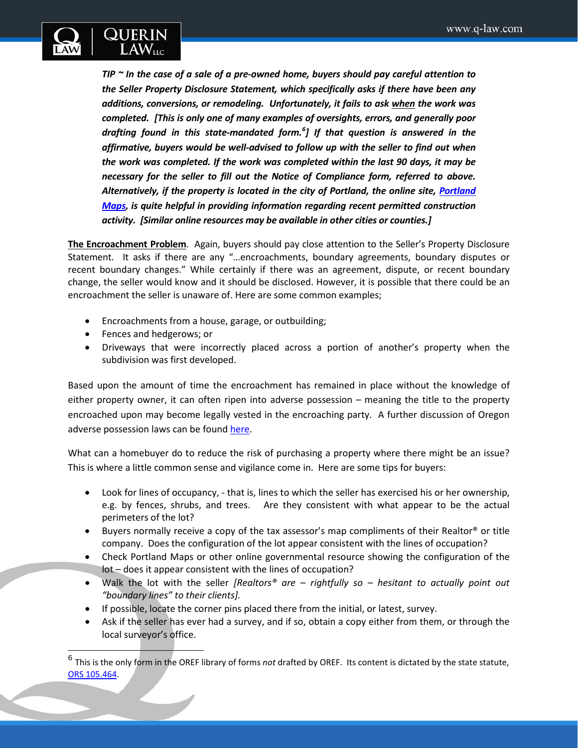***TIP ~ In the case of a sale of a pre-owned home, buyers should pay careful attention to the Seller Property Disclosure Statement, which specifically asks if there have been any additions, conversions, or remodeling. Unfortunately, it fails to ask <u>when</u> the work was completed. [This is only one of many examples of oversights, errors, and generally poor drafting found in this state-mandated form.[6]] If that question is answered in the affirmative, buyers would be well-advised to follow up with the seller to find out when the work was completed. If the work was completed within the last 90 days, it may be necessary for the seller to fill out the Notice of Compliance form, referred to above. Alternatively, if the property is located in the city of Portland, the online site, Portland Maps, is quite helpful in providing information regarding recent permitted construction activity. [Similar online resources may be available in other cities or counties.]***

**<u>The Encroachment Problem</u>**. Again, buyers should pay close attention to the Seller's Property Disclosure Statement. It asks if there are any "…encroachments, boundary agreements, boundary disputes or recent boundary changes." While certainly if there was an agreement, dispute, or recent boundary change, the seller would know and it should be disclosed. However, it is possible that there could be an encroachment the seller is unaware of. Here are some common examples;

- Encroachments from a house, garage, or outbuilding;
- Fences and hedgerows; or
- Driveways that were incorrectly placed across a portion of another's property when the subdivision was first developed.

Based upon the amount of time the encroachment has remained in place without the knowledge of either property owner, it can often ripen into adverse possession – meaning the title to the property encroached upon may become legally vested in the encroaching party. A further discussion of Oregon adverse possession laws can be found here.

What can a homebuyer do to reduce the risk of purchasing a property where there might be an issue? This is where a little common sense and vigilance come in. Here are some tips for buyers:

- Look for lines of occupancy, - that is, lines to which the seller has exercised his or her ownership, e.g. by fences, shrubs, and trees. Are they consistent with what appear to be the actual perimeters of the lot?
- Buyers normally receive a copy of the tax assessor's map compliments of their Realtor® or title company. Does the configuration of the lot appear consistent with the lines of occupation?
- Check Portland Maps or other online governmental resource showing the configuration of the lot – does it appear consistent with the lines of occupation?
- Walk the lot with the seller *[Realtors® are – rightfully so – hesitant to actually point out "boundary lines" to their clients].*
- If possible, locate the corner pins placed there from the initial, or latest, survey.
- Ask if the seller has ever had a survey, and if so, obtain a copy either from them, or through the local surveyor's office.

---

[6] This is the only form in the OREF library of forms *not* drafted by OREF. Its content is dictated by the state statute, ORS 105.464.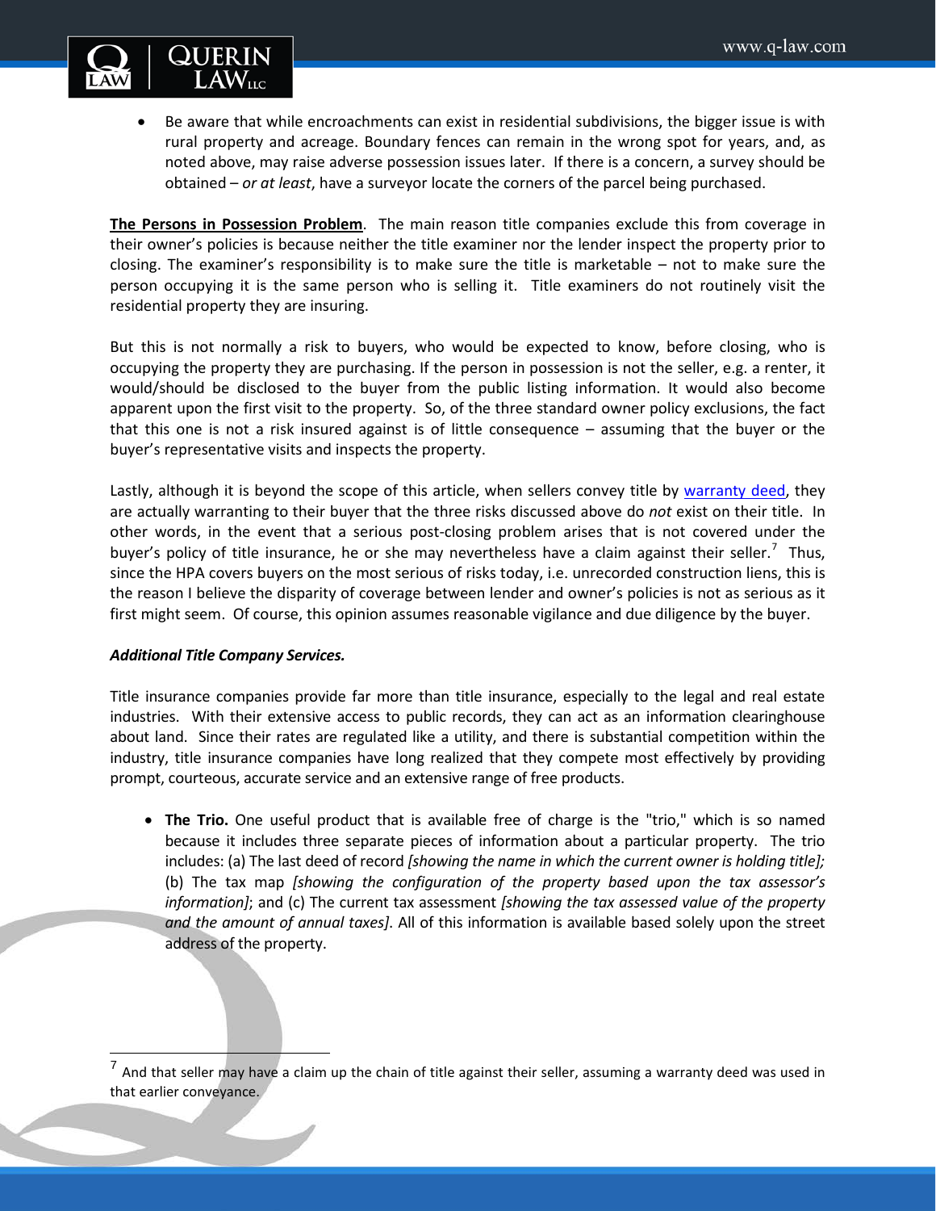- Be aware that while encroachments can exist in residential subdivisions, the bigger issue is with rural property and acreage. Boundary fences can remain in the wrong spot for years, and, as noted above, may raise adverse possession issues later. If there is a concern, a survey should be obtained – *or at least*, have a surveyor locate the corners of the parcel being purchased.

**The Persons in Possession Problem**. The main reason title companies exclude this from coverage in their owner's policies is because neither the title examiner nor the lender inspect the property prior to closing. The examiner's responsibility is to make sure the title is marketable – not to make sure the person occupying it is the same person who is selling it. Title examiners do not routinely visit the residential property they are insuring.

But this is not normally a risk to buyers, who would be expected to know, before closing, who is occupying the property they are purchasing. If the person in possession is not the seller, e.g. a renter, it would/should be disclosed to the buyer from the public listing information. It would also become apparent upon the first visit to the property. So, of the three standard owner policy exclusions, the fact that this one is not a risk insured against is of little consequence – assuming that the buyer or the buyer's representative visits and inspects the property.

Lastly, although it is beyond the scope of this article, when sellers convey title by warranty deed, they are actually warranting to their buyer that the three risks discussed above do *not* exist on their title. In other words, in the event that a serious post-closing problem arises that is not covered under the buyer's policy of title insurance, he or she may nevertheless have a claim against their seller.[7] Thus, since the HPA covers buyers on the most serious of risks today, i.e. unrecorded construction liens, this is the reason I believe the disparity of coverage between lender and owner's policies is not as serious as it first might seem. Of course, this opinion assumes reasonable vigilance and due diligence by the buyer.

***Additional Title Company Services.***

Title insurance companies provide far more than title insurance, especially to the legal and real estate industries. With their extensive access to public records, they can act as an information clearinghouse about land. Since their rates are regulated like a utility, and there is substantial competition within the industry, title insurance companies have long realized that they compete most effectively by providing prompt, courteous, accurate service and an extensive range of free products.

- **The Trio.** One useful product that is available free of charge is the "trio," which is so named because it includes three separate pieces of information about a particular property. The trio includes: (a) The last deed of record *[showing the name in which the current owner is holding title];* (b) The tax map *[showing the configuration of the property based upon the tax assessor's information]*; and (c) The current tax assessment *[showing the tax assessed value of the property and the amount of annual taxes]*. All of this information is available based solely upon the street address of the property.

---

[7] And that seller may have a claim up the chain of title against their seller, assuming a warranty deed was used in that earlier conveyance.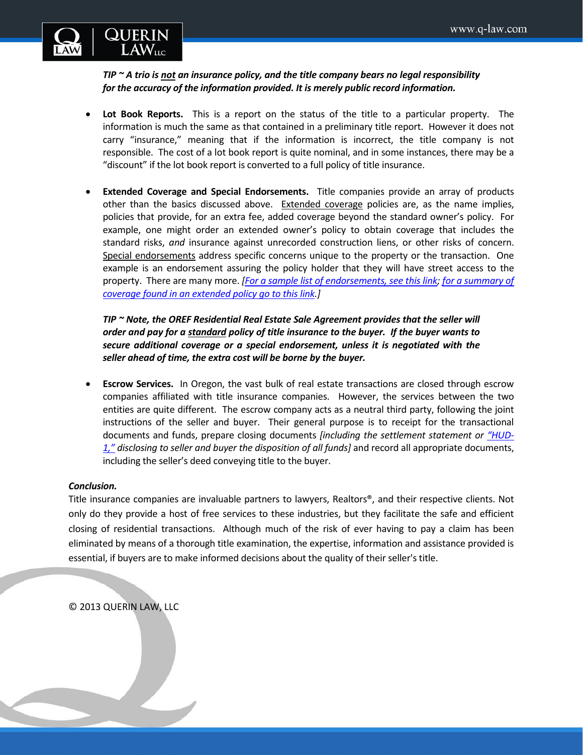*TIP ~ A trio is not an insurance policy, and the title company bears no legal responsibility for the accuracy of the information provided. It is merely public record information.*

- **Lot Book Reports.** This is a report on the status of the title to a particular property. The information is much the same as that contained in a preliminary title report. However it does not carry "insurance," meaning that if the information is incorrect, the title company is not responsible. The cost of a lot book report is quite nominal, and in some instances, there may be a "discount" if the lot book report is converted to a full policy of title insurance.

- **Extended Coverage and Special Endorsements.** Title companies provide an array of products other than the basics discussed above. Extended coverage policies are, as the name implies, policies that provide, for an extra fee, added coverage beyond the standard owner's policy. For example, one might order an extended owner's policy to obtain coverage that includes the standard risks, *and* insurance against unrecorded construction liens, or other risks of concern. Special endorsements address specific concerns unique to the property or the transaction. One example is an endorsement assuring the policy holder that they will have street access to the property. There are many more. *[For a sample list of endorsements, see this link; for a summary of coverage found in an extended policy go to this link.]*

***TIP ~ Note, the OREF Residential Real Estate Sale Agreement provides that the seller will order and pay for a standard policy of title insurance to the buyer. If the buyer wants to secure additional coverage or a special endorsement, unless it is negotiated with the seller ahead of time, the extra cost will be borne by the buyer.***

- **Escrow Services.** In Oregon, the vast bulk of real estate transactions are closed through escrow companies affiliated with title insurance companies. However, the services between the two entities are quite different. The escrow company acts as a neutral third party, following the joint instructions of the seller and buyer. Their general purpose is to receipt for the transactional documents and funds, prepare closing documents *[including the settlement statement or "HUD-1," disclosing to seller and buyer the disposition of all funds]* and record all appropriate documents, including the seller's deed conveying title to the buyer.

***Conclusion.***

Title insurance companies are invaluable partners to lawyers, Realtors®, and their respective clients. Not only do they provide a host of free services to these industries, but they facilitate the safe and efficient closing of residential transactions. Although much of the risk of ever having to pay a claim has been eliminated by means of a thorough title examination, the expertise, information and assistance provided is essential, if buyers are to make informed decisions about the quality of their seller's title.

© 2013 QUERIN LAW, LLC